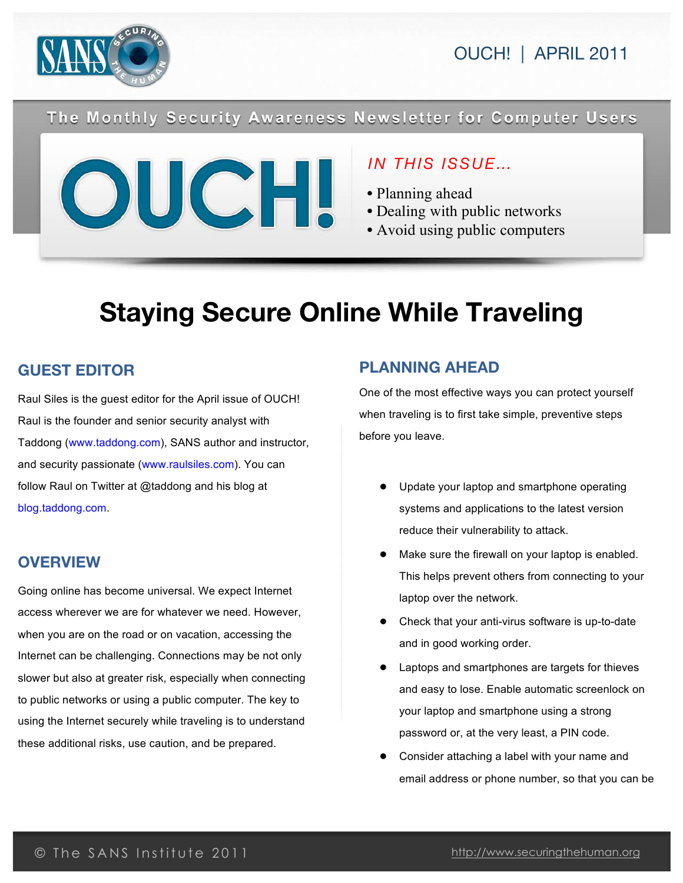OUCH! | APRIL 2011

The Monthly Security Awareness Newsletter for Computer Users

# OUCH!

*IN THIS ISSUE...*

- Planning ahead
- Dealing with public networks
- Avoid using public computers

# Staying Secure Online While Traveling

## GUEST EDITOR

Raul Siles is the guest editor for the April issue of OUCH! Raul is the founder and senior security analyst with Taddong (www.taddong.com), SANS author and instructor, and security passionate (www.raulsiles.com). You can follow Raul on Twitter at @taddong and his blog at blog.taddong.com.

## OVERVIEW

Going online has become universal. We expect Internet access wherever we are for whatever we need. However, when you are on the road or on vacation, accessing the Internet can be challenging. Connections may be not only slower but also at greater risk, especially when connecting to public networks or using a public computer. The key to using the Internet securely while traveling is to understand these additional risks, use caution, and be prepared.

## PLANNING AHEAD

One of the most effective ways you can protect yourself when traveling is to first take simple, preventive steps before you leave.

- Update your laptop and smartphone operating systems and applications to the latest version reduce their vulnerability to attack.
- Make sure the firewall on your laptop is enabled. This helps prevent others from connecting to your laptop over the network.
- Check that your anti-virus software is up-to-date and in good working order.
- Laptops and smartphones are targets for thieves and easy to lose. Enable automatic screenlock on your laptop and smartphone using a strong password or, at the very least, a PIN code.
- Consider attaching a label with your name and email address or phone number, so that you can be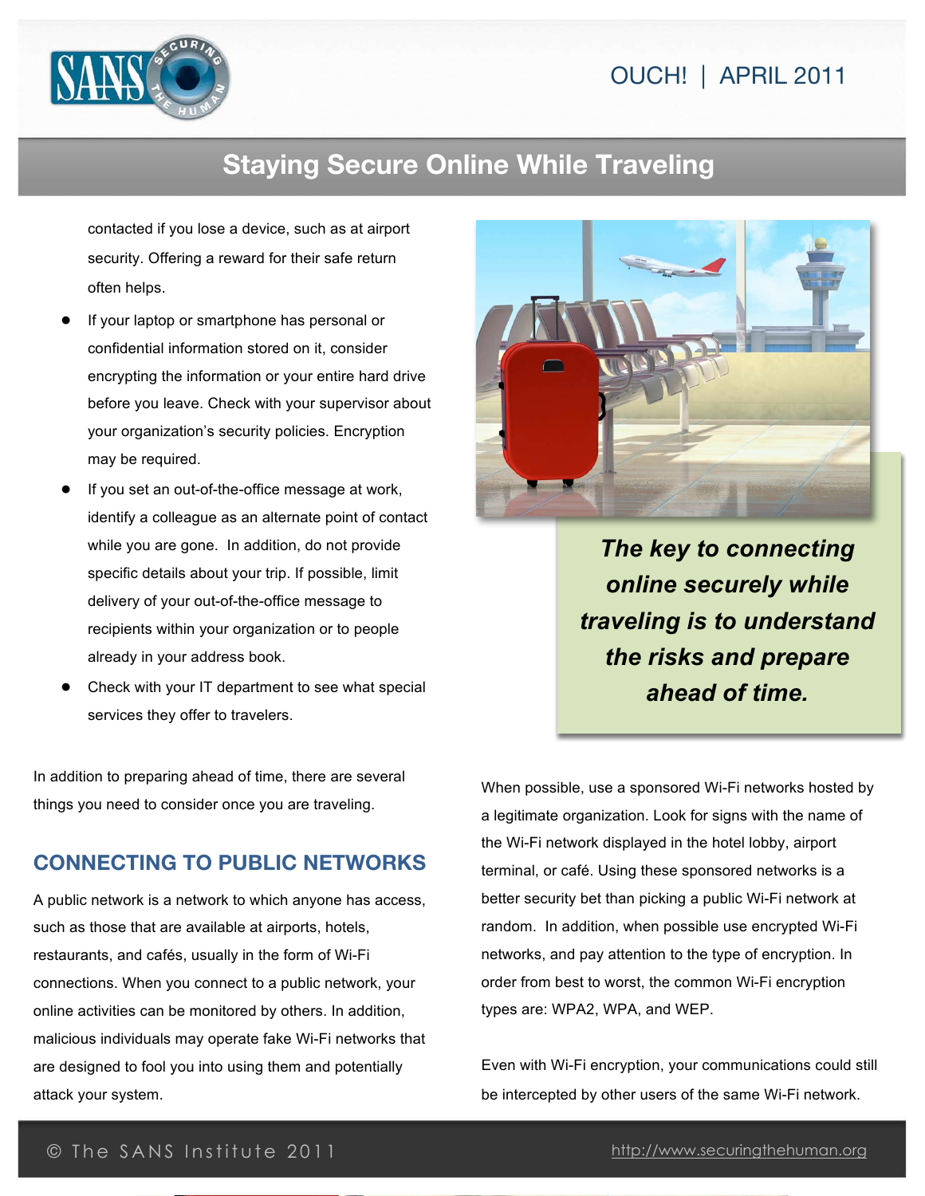contacted if you lose a device, such as at airport security. Offering a reward for their safe return often helps.

- If your laptop or smartphone has personal or confidential information stored on it, consider encrypting the information or your entire hard drive before you leave. Check with your supervisor about your organization's security policies. Encryption may be required.
- If you set an out-of-the-office message at work, identify a colleague as an alternate point of contact while you are gone. In addition, do not provide specific details about your trip. If possible, limit delivery of your out-of-the-office message to recipients within your organization or to people already in your address book.
- Check with your IT department to see what special services they offer to travelers.

***The key to connecting online securely while traveling is to understand the risks and prepare ahead of time.***

In addition to preparing ahead of time, there are several things you need to consider once you are traveling.

## CONNECTING TO PUBLIC NETWORKS

A public network is a network to which anyone has access, such as those that are available at airports, hotels, restaurants, and cafés, usually in the form of Wi-Fi connections. When you connect to a public network, your online activities can be monitored by others. In addition, malicious individuals may operate fake Wi-Fi networks that are designed to fool you into using them and potentially attack your system.

When possible, use a sponsored Wi-Fi networks hosted by a legitimate organization. Look for signs with the name of the Wi-Fi network displayed in the hotel lobby, airport terminal, or café. Using these sponsored networks is a better security bet than picking a public Wi-Fi network at random. In addition, when possible use encrypted Wi-Fi networks, and pay attention to the type of encryption. In order from best to worst, the common Wi-Fi encryption types are: WPA2, WPA, and WEP.

Even with Wi-Fi encryption, your communications could still be intercepted by other users of the same Wi-Fi network.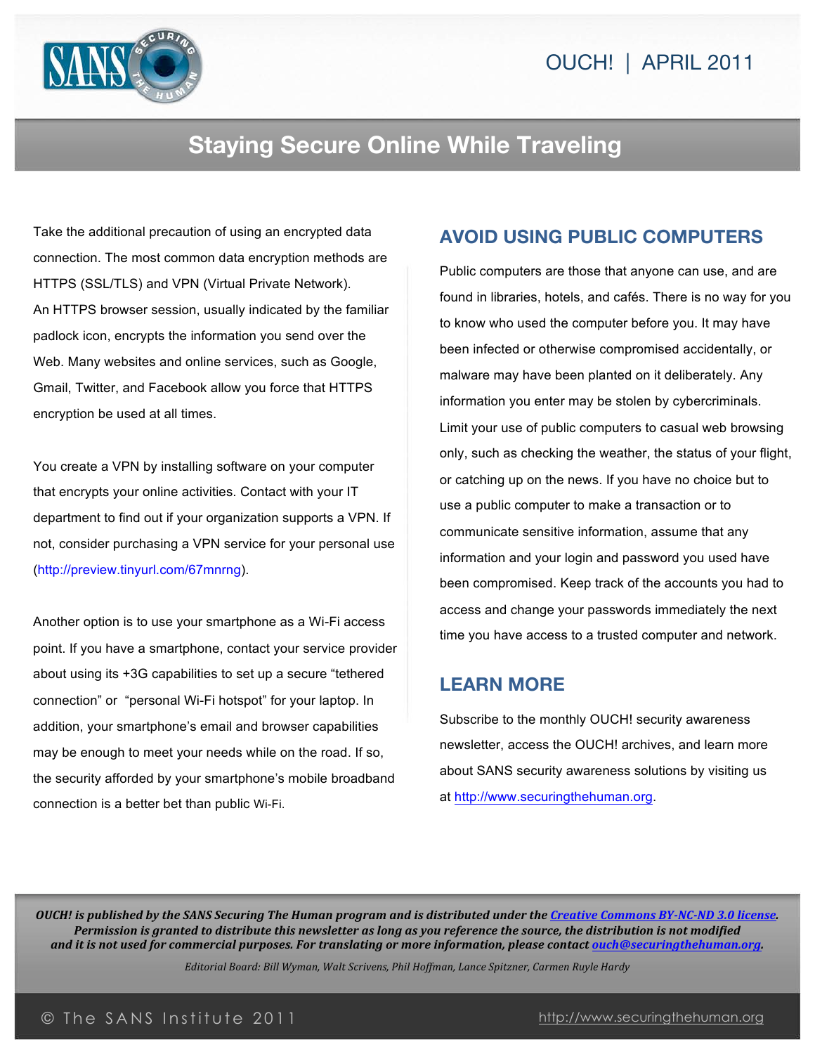Take the additional precaution of using an encrypted data connection. The most common data encryption methods are HTTPS (SSL/TLS) and VPN (Virtual Private Network). An HTTPS browser session, usually indicated by the familiar padlock icon, encrypts the information you send over the Web. Many websites and online services, such as Google, Gmail, Twitter, and Facebook allow you force that HTTPS encryption be used at all times.

You create a VPN by installing software on your computer that encrypts your online activities. Contact with your IT department to find out if your organization supports a VPN. If not, consider purchasing a VPN service for your personal use (http://preview.tinyurl.com/67mnrng).

Another option is to use your smartphone as a Wi-Fi access point. If you have a smartphone, contact your service provider about using its +3G capabilities to set up a secure "tethered connection" or "personal Wi-Fi hotspot" for your laptop. In addition, your smartphone's email and browser capabilities may be enough to meet your needs while on the road. If so, the security afforded by your smartphone's mobile broadband connection is a better bet than public Wi-Fi.

## AVOID USING PUBLIC COMPUTERS

Public computers are those that anyone can use, and are found in libraries, hotels, and cafés. There is no way for you to know who used the computer before you. It may have been infected or otherwise compromised accidentally, or malware may have been planted on it deliberately. Any information you enter may be stolen by cybercriminals. Limit your use of public computers to casual web browsing only, such as checking the weather, the status of your flight, or catching up on the news. If you have no choice but to use a public computer to make a transaction or to communicate sensitive information, assume that any information and your login and password you used have been compromised. Keep track of the accounts you had to access and change your passwords immediately the next time you have access to a trusted computer and network.

## LEARN MORE

Subscribe to the monthly OUCH! security awareness newsletter, access the OUCH! archives, and learn more about SANS security awareness solutions by visiting us at http://www.securingthehuman.org.

***OUCH! is published by the SANS Securing The Human program and is distributed under the Creative Commons BY-NC-ND 3.0 license. Permission is granted to distribute this newsletter as long as you reference the source, the distribution is not modified and it is not used for commercial purposes. For translating or more information, please contact ouch@securingthehuman.org.***

*Editorial Board: Bill Wyman, Walt Scrivens, Phil Hoffman, Lance Spitzner, Carmen Ruyle Hardy*